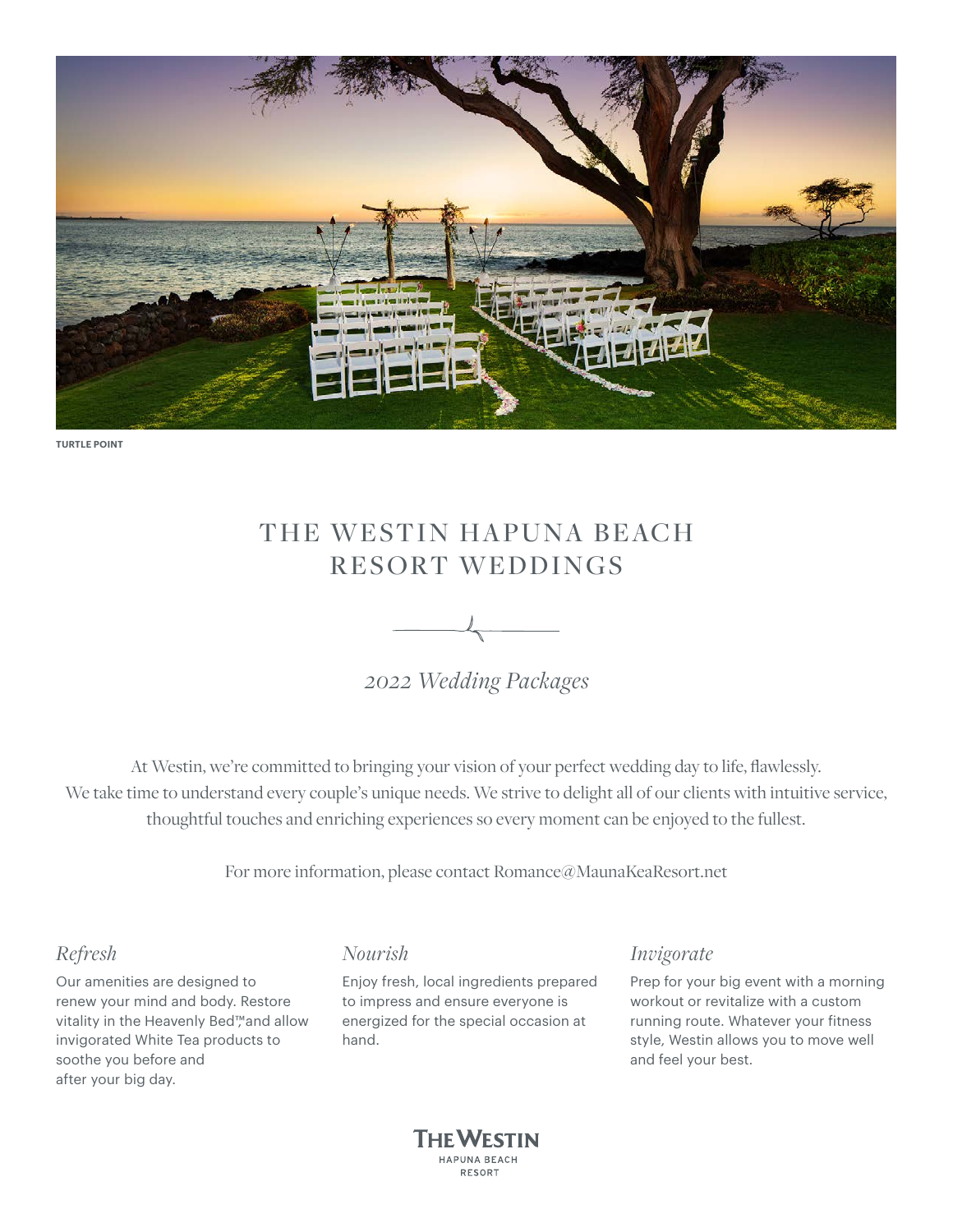TURTLE POINT

# THE WESTIN HAPUNA BEACH RESORT WEDDINGS

*2022 Wedding Packages*

At Westin, we're committed to bringing your vision of your perfect wedding day to life, flawlessly. We take time to understand every couple's unique needs. We strive to delight all of our clients with intuitive service, thoughtful touches and enriching experiences so every moment can be enjoyed to the fullest.

For more information, please contact Romance@MaunaKeaResort.net

### *Refresh*

Our amenities are designed to renew your mind and body. Restore vitality in the Heavenly Bed™ and allow invigorated White Tea products to soothe you before and after your big day.

### *Nourish*

Enjoy fresh, local ingredients prepared to impress and ensure everyone is energized for the special occasion at hand.

### *Invigorate*

Prep for your big event with a morning workout or revitalize with a custom running route. Whatever your fitness style, Westin allows you to move well and feel your best.

THE WESTIN
HAPUNA BEACH
RESORT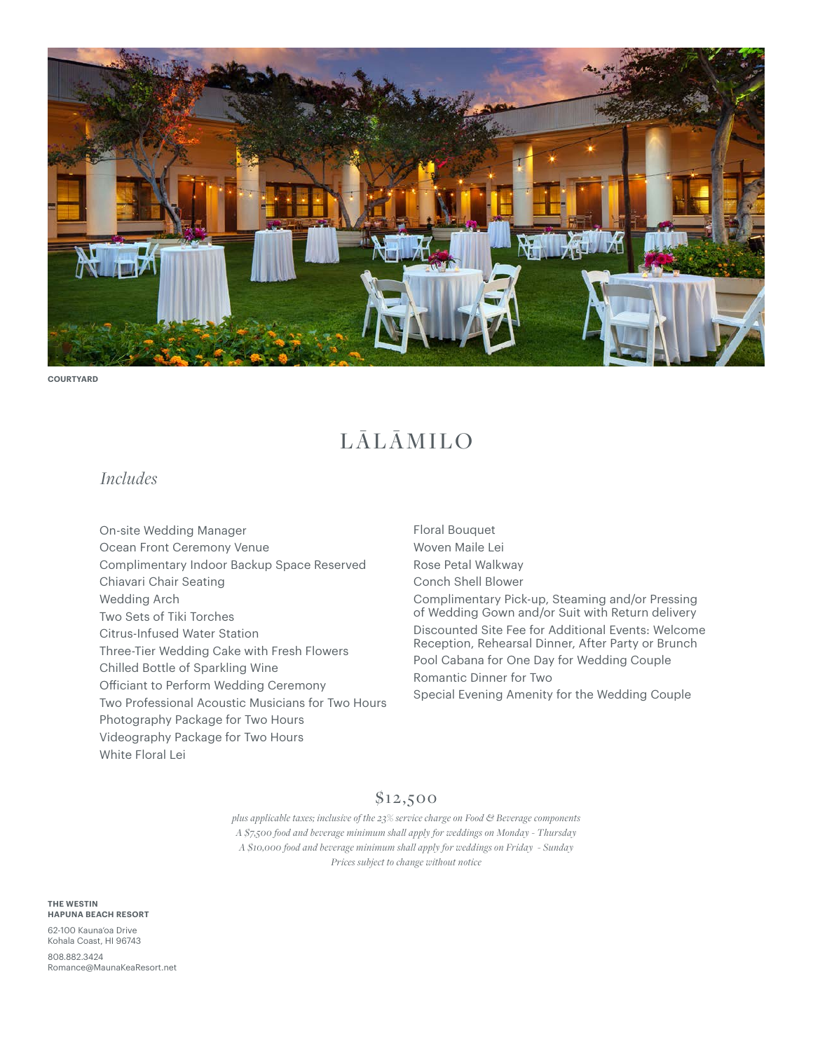COURTYARD

# LĀLĀMILO

*Includes*

- On-site Wedding Manager
- Ocean Front Ceremony Venue
- Complimentary Indoor Backup Space Reserved
- Chiavari Chair Seating
- Wedding Arch
- Two Sets of Tiki Torches
- Citrus-Infused Water Station
- Three-Tier Wedding Cake with Fresh Flowers
- Chilled Bottle of Sparkling Wine
- Officiant to Perform Wedding Ceremony
- Two Professional Acoustic Musicians for Two Hours
- Photography Package for Two Hours
- Videography Package for Two Hours
- White Floral Lei
- Floral Bouquet
- Woven Maile Lei
- Rose Petal Walkway
- Conch Shell Blower
- Complimentary Pick-up, Steaming and/or Pressing of Wedding Gown and/or Suit with Return delivery
- Discounted Site Fee for Additional Events: Welcome Reception, Rehearsal Dinner, After Party or Brunch
- Pool Cabana for One Day for Wedding Couple
- Romantic Dinner for Two
- Special Evening Amenity for the Wedding Couple

## $12,500

*plus applicable taxes; inclusive of the 23% service charge on Food & Beverage components*
*A $7,500 food and beverage minimum shall apply for weddings on Monday - Thursday*
*A $10,000 food and beverage minimum shall apply for weddings on Friday - Sunday*
*Prices subject to change without notice*

**THE WESTIN HAPUNA BEACH RESORT**

62-100 Kauna'oa Drive
Kohala Coast, HI 96743

808.882.3424
Romance@MaunaKeaResort.net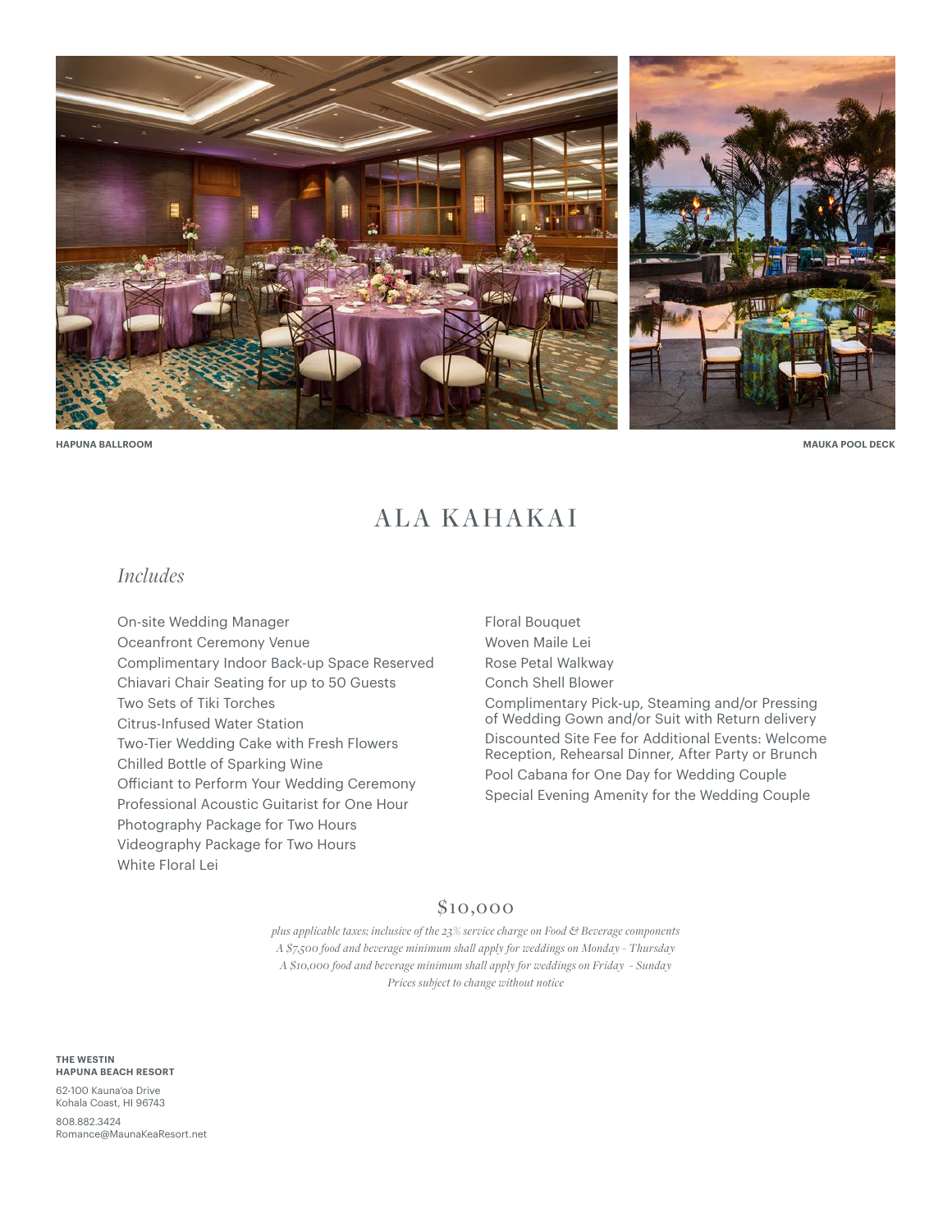HAPUNA BALLROOM

MAUKA POOL DECK

# ALA KAHAKAI

## *Includes*

- On-site Wedding Manager
- Oceanfront Ceremony Venue
- Complimentary Indoor Back-up Space Reserved
- Chiavari Chair Seating for up to 50 Guests
- Two Sets of Tiki Torches
- Citrus-Infused Water Station
- Two-Tier Wedding Cake with Fresh Flowers
- Chilled Bottle of Sparking Wine
- Officiant to Perform Your Wedding Ceremony
- Professional Acoustic Guitarist for One Hour
- Photography Package for Two Hours
- Videography Package for Two Hours
- White Floral Lei
- Floral Bouquet
- Woven Maile Lei
- Rose Petal Walkway
- Conch Shell Blower
- Complimentary Pick-up, Steaming and/or Pressing of Wedding Gown and/or Suit with Return delivery
- Discounted Site Fee for Additional Events: Welcome Reception, Rehearsal Dinner, After Party or Brunch
- Pool Cabana for One Day for Wedding Couple
- Special Evening Amenity for the Wedding Couple

## $10,000

*plus applicable taxes; inclusive of the 23% service charge on Food & Beverage components*
*A $7,500 food and beverage minimum shall apply for weddings on Monday - Thursday*
*A $10,000 food and beverage minimum shall apply for weddings on Friday - Sunday*
*Prices subject to change without notice*

**THE WESTIN HAPUNA BEACH RESORT**

62-100 Kauna'oa Drive
Kohala Coast, HI 96743

808.882.3424
Romance@MaunaKeaResort.net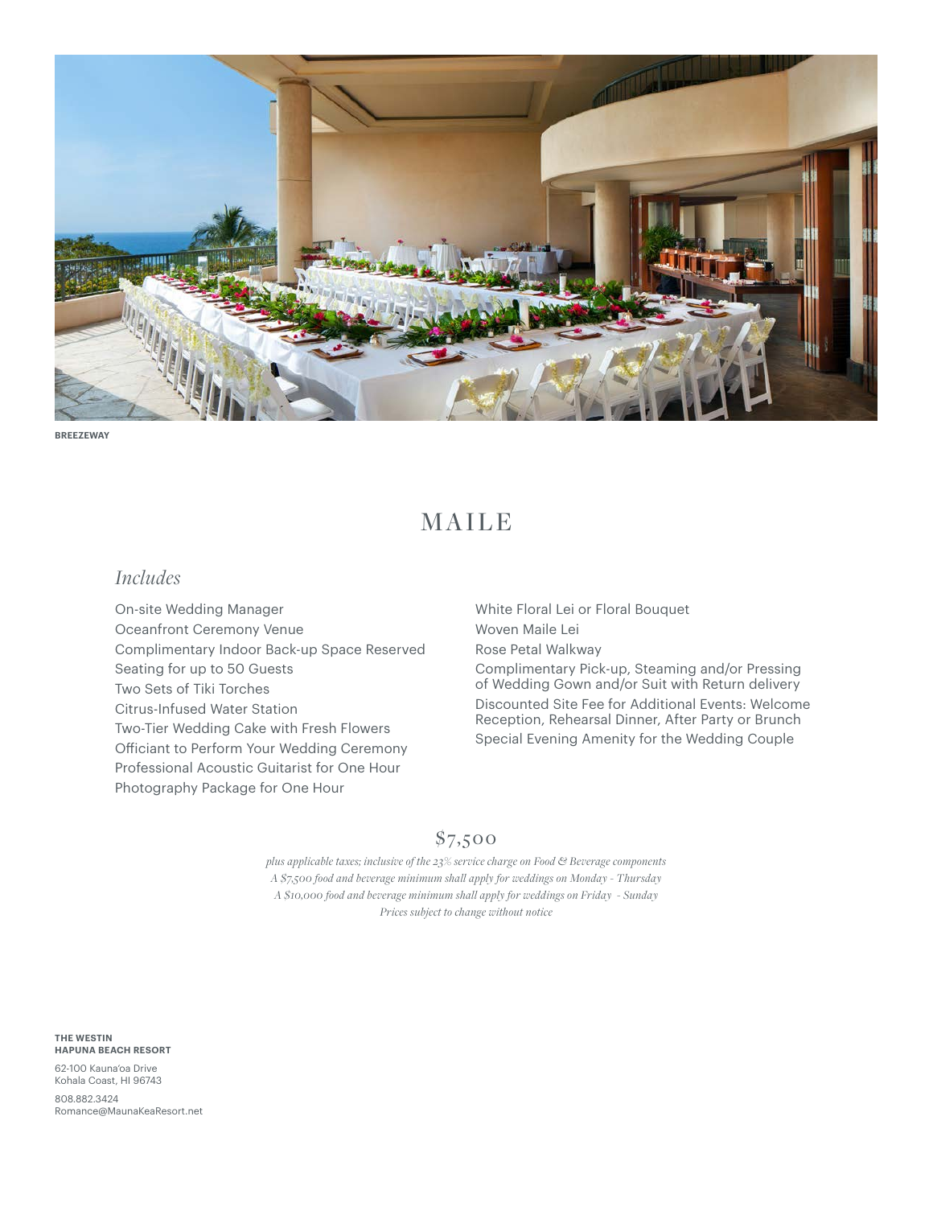BREEZEWAY

# MAILE

*Includes*

On-site Wedding Manager
Oceanfront Ceremony Venue
Complimentary Indoor Back-up Space Reserved
Seating for up to 50 Guests
Two Sets of Tiki Torches
Citrus-Infused Water Station
Two-Tier Wedding Cake with Fresh Flowers
Officiant to Perform Your Wedding Ceremony
Professional Acoustic Guitarist for One Hour
Photography Package for One Hour
White Floral Lei or Floral Bouquet
Woven Maile Lei
Rose Petal Walkway
Complimentary Pick-up, Steaming and/or Pressing of Wedding Gown and/or Suit with Return delivery
Discounted Site Fee for Additional Events: Welcome Reception, Rehearsal Dinner, After Party or Brunch
Special Evening Amenity for the Wedding Couple

## $7,500

*plus applicable taxes; inclusive of the 23% service charge on Food & Beverage components*
*A $7,500 food and beverage minimum shall apply for weddings on Monday - Thursday*
*A $10,000 food and beverage minimum shall apply for weddings on Friday - Sunday*
*Prices subject to change without notice*

**THE WESTIN HAPUNA BEACH RESORT**

62-100 Kauna'oa Drive
Kohala Coast, HI 96743

808.882.3424
Romance@MaunaKeaResort.net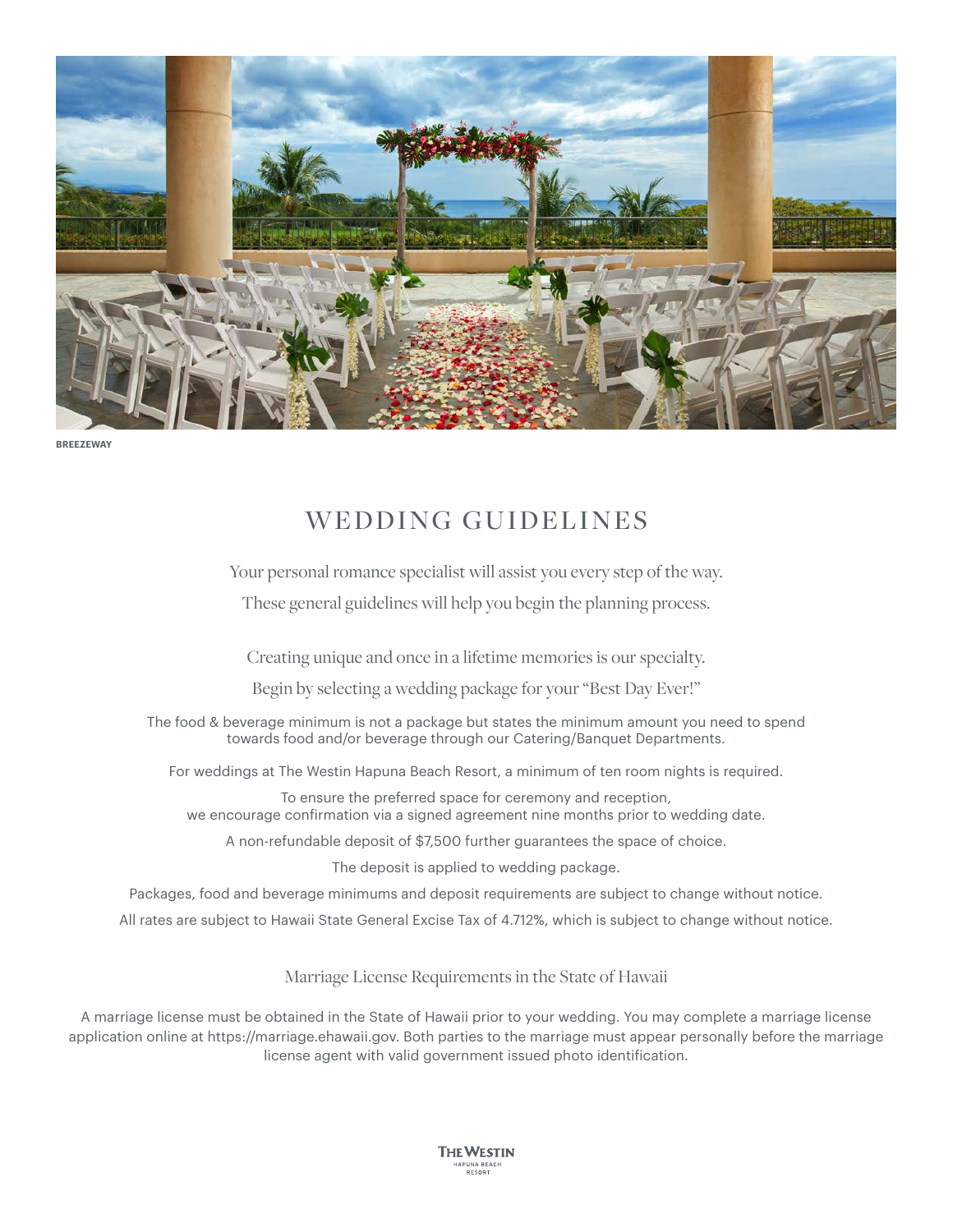BREEZEWAY

# WEDDING GUIDELINES

Your personal romance specialist will assist you every step of the way.

These general guidelines will help you begin the planning process.

Creating unique and once in a lifetime memories is our specialty.

Begin by selecting a wedding package for your "Best Day Ever!"

The food & beverage minimum is not a package but states the minimum amount you need to spend towards food and/or beverage through our Catering/Banquet Departments.

For weddings at The Westin Hapuna Beach Resort, a minimum of ten room nights is required.

To ensure the preferred space for ceremony and reception, we encourage confirmation via a signed agreement nine months prior to wedding date.

A non-refundable deposit of $7,500 further guarantees the space of choice.

The deposit is applied to wedding package.

Packages, food and beverage minimums and deposit requirements are subject to change without notice.

All rates are subject to Hawaii State General Excise Tax of 4.712%, which is subject to change without notice.

## Marriage License Requirements in the State of Hawaii

A marriage license must be obtained in the State of Hawaii prior to your wedding. You may complete a marriage license application online at https://marriage.ehawaii.gov. Both parties to the marriage must appear personally before the marriage license agent with valid government issued photo identification.

THE WESTIN
HAPUNA BEACH
RESORT